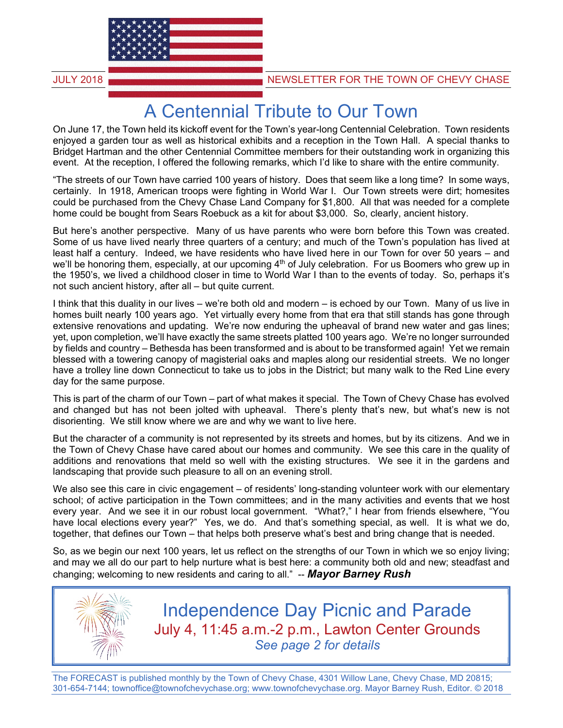JULY 2018 NEWSLETTER FOR THE TOWN OF CHEVY CHASE

# A Centennial Tribute to Our Town

On June 17, the Town held its kickoff event for the Town's year-long Centennial Celebration. Town residents enjoyed a garden tour as well as historical exhibits and a reception in the Town Hall. A special thanks to Bridget Hartman and the other Centennial Committee members for their outstanding work in organizing this event. At the reception, I offered the following remarks, which I'd like to share with the entire community.

"The streets of our Town have carried 100 years of history. Does that seem like a long time? In some ways, certainly. In 1918, American troops were fighting in World War I. Our Town streets were dirt; homesites could be purchased from the Chevy Chase Land Company for $1,800. All that was needed for a complete home could be bought from Sears Roebuck as a kit for about $3,000. So, clearly, ancient history.

But here's another perspective. Many of us have parents who were born before this Town was created. Some of us have lived nearly three quarters of a century; and much of the Town's population has lived at least half a century. Indeed, we have residents who have lived here in our Town for over 50 years – and we'll be honoring them, especially, at our upcoming 4th of July celebration. For us Boomers who grew up in the 1950's, we lived a childhood closer in time to World War I than to the events of today. So, perhaps it's not such ancient history, after all – but quite current.

I think that this duality in our lives – we're both old and modern – is echoed by our Town. Many of us live in homes built nearly 100 years ago. Yet virtually every home from that era that still stands has gone through extensive renovations and updating. We're now enduring the upheaval of brand new water and gas lines; yet, upon completion, we'll have exactly the same streets platted 100 years ago. We're no longer surrounded by fields and country – Bethesda has been transformed and is about to be transformed again! Yet we remain blessed with a towering canopy of magisterial oaks and maples along our residential streets. We no longer have a trolley line down Connecticut to take us to jobs in the District; but many walk to the Red Line every day for the same purpose.

This is part of the charm of our Town – part of what makes it special. The Town of Chevy Chase has evolved and changed but has not been jolted with upheaval. There's plenty that's new, but what's new is not disorienting. We still know where we are and why we want to live here.

But the character of a community is not represented by its streets and homes, but by its citizens. And we in the Town of Chevy Chase have cared about our homes and community. We see this care in the quality of additions and renovations that meld so well with the existing structures. We see it in the gardens and landscaping that provide such pleasure to all on an evening stroll.

We also see this care in civic engagement – of residents' long-standing volunteer work with our elementary school; of active participation in the Town committees; and in the many activities and events that we host every year. And we see it in our robust local government. "What?," I hear from friends elsewhere, "You have local elections every year?" Yes, we do. And that's something special, as well. It is what we do, together, that defines our Town – that helps both preserve what's best and bring change that is needed.

So, as we begin our next 100 years, let us reflect on the strengths of our Town in which we so enjoy living; and may we all do our part to help nurture what is best here: a community both old and new; steadfast and changing; welcoming to new residents and caring to all." -- ***Mayor Barney Rush***

## Independence Day Picnic and Parade

July 4, 11:45 a.m.-2 p.m., Lawton Center Grounds

*See page 2 for details*

The FORECAST is published monthly by the Town of Chevy Chase, 4301 Willow Lane, Chevy Chase, MD 20815; 301-654-7144; townoffice@townofchevychase.org; www.townofchevychase.org. Mayor Barney Rush, Editor. © 2018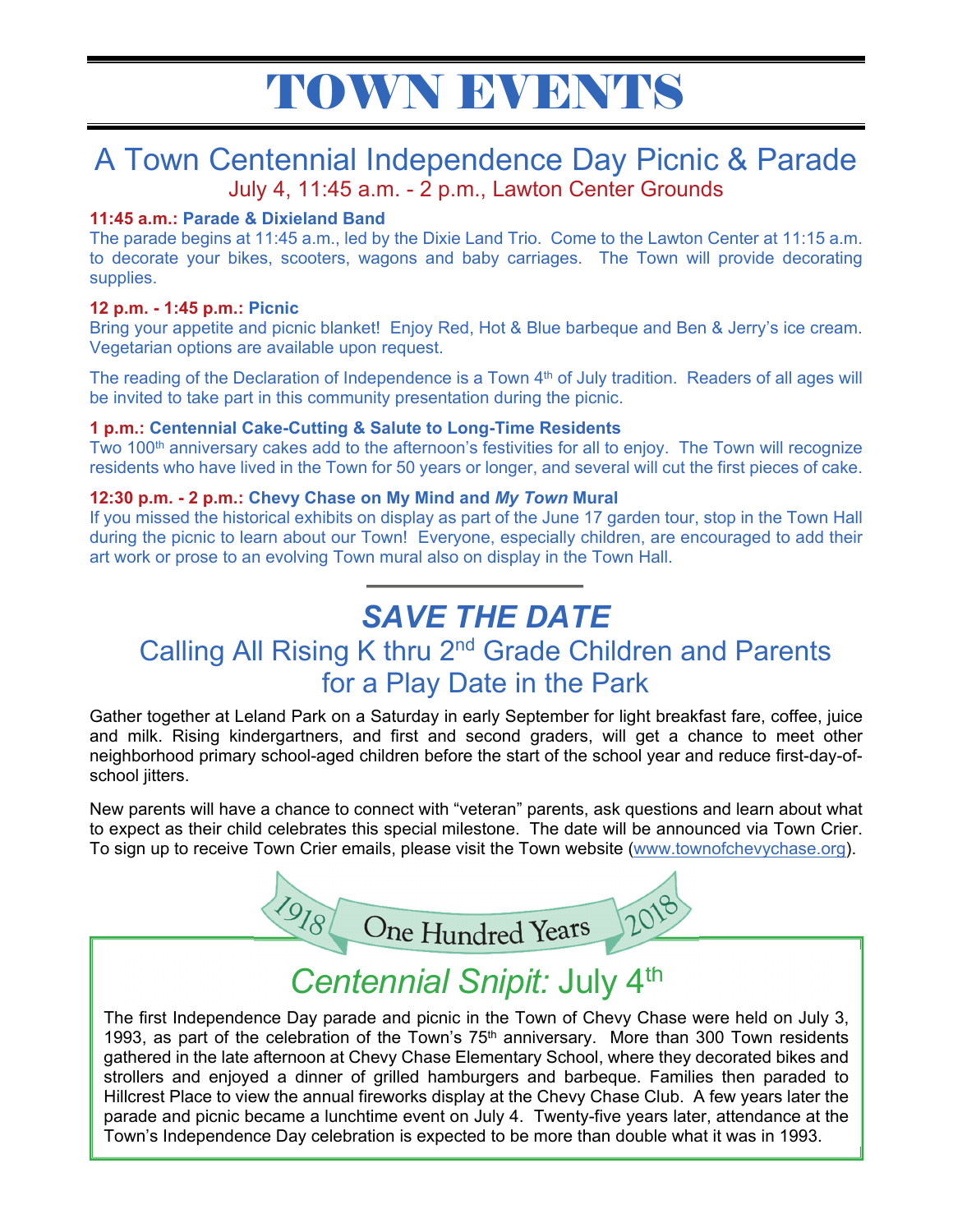# TOWN EVENTS

## A Town Centennial Independence Day Picnic & Parade

July 4, 11:45 a.m. - 2 p.m., Lawton Center Grounds

**11:45 a.m.: Parade & Dixieland Band**

The parade begins at 11:45 a.m., led by the Dixie Land Trio. Come to the Lawton Center at 11:15 a.m. to decorate your bikes, scooters, wagons and baby carriages. The Town will provide decorating supplies.

**12 p.m. - 1:45 p.m.: Picnic**

Bring your appetite and picnic blanket! Enjoy Red, Hot & Blue barbeque and Ben & Jerry's ice cream. Vegetarian options are available upon request.

The reading of the Declaration of Independence is a Town 4th of July tradition. Readers of all ages will be invited to take part in this community presentation during the picnic.

**1 p.m.: Centennial Cake-Cutting & Salute to Long-Time Residents**

Two 100th anniversary cakes add to the afternoon's festivities for all to enjoy. The Town will recognize residents who have lived in the Town for 50 years or longer, and several will cut the first pieces of cake.

**12:30 p.m. - 2 p.m.: Chevy Chase on My Mind and *My Town* Mural**

If you missed the historical exhibits on display as part of the June 17 garden tour, stop in the Town Hall during the picnic to learn about our Town! Everyone, especially children, are encouraged to add their art work or prose to an evolving Town mural also on display in the Town Hall.

---

## *SAVE THE DATE*

### Calling All Rising K thru 2nd Grade Children and Parents for a Play Date in the Park

Gather together at Leland Park on a Saturday in early September for light breakfast fare, coffee, juice and milk. Rising kindergartners, and first and second graders, will get a chance to meet other neighborhood primary school-aged children before the start of the school year and reduce first-day-of-school jitters.

New parents will have a chance to connect with "veteran" parents, ask questions and learn about what to expect as their child celebrates this special milestone. The date will be announced via Town Crier. To sign up to receive Town Crier emails, please visit the Town website (www.townofchevychase.org).

---

1918 One Hundred Years 2018

## *Centennial Snipit:* July 4th

The first Independence Day parade and picnic in the Town of Chevy Chase were held on July 3, 1993, as part of the celebration of the Town's 75th anniversary. More than 300 Town residents gathered in the late afternoon at Chevy Chase Elementary School, where they decorated bikes and strollers and enjoyed a dinner of grilled hamburgers and barbeque. Families then paraded to Hillcrest Place to view the annual fireworks display at the Chevy Chase Club. A few years later the parade and picnic became a lunchtime event on July 4. Twenty-five years later, attendance at the Town's Independence Day celebration is expected to be more than double what it was in 1993.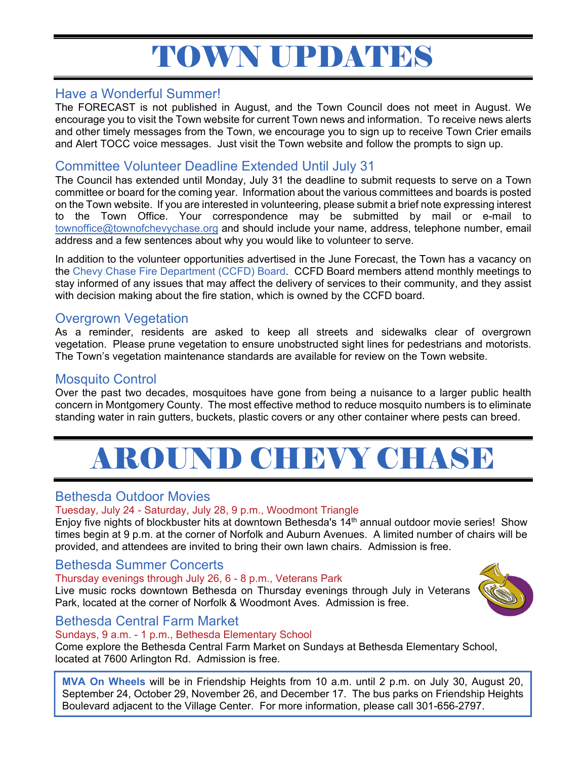# TOWN UPDATES

## Have a Wonderful Summer!

The FORECAST is not published in August, and the Town Council does not meet in August. We encourage you to visit the Town website for current Town news and information. To receive news alerts and other timely messages from the Town, we encourage you to sign up to receive Town Crier emails and Alert TOCC voice messages. Just visit the Town website and follow the prompts to sign up.

## Committee Volunteer Deadline Extended Until July 31

The Council has extended until Monday, July 31 the deadline to submit requests to serve on a Town committee or board for the coming year. Information about the various committees and boards is posted on the Town website. If you are interested in volunteering, please submit a brief note expressing interest to the Town Office. Your correspondence may be submitted by mail or e-mail to townoffice@townofchevychase.org and should include your name, address, telephone number, email address and a few sentences about why you would like to volunteer to serve.

In addition to the volunteer opportunities advertised in the June Forecast, the Town has a vacancy on the Chevy Chase Fire Department (CCFD) Board. CCFD Board members attend monthly meetings to stay informed of any issues that may affect the delivery of services to their community, and they assist with decision making about the fire station, which is owned by the CCFD board.

## Overgrown Vegetation

As a reminder, residents are asked to keep all streets and sidewalks clear of overgrown vegetation. Please prune vegetation to ensure unobstructed sight lines for pedestrians and motorists. The Town's vegetation maintenance standards are available for review on the Town website.

## Mosquito Control

Over the past two decades, mosquitoes have gone from being a nuisance to a larger public health concern in Montgomery County. The most effective method to reduce mosquito numbers is to eliminate standing water in rain gutters, buckets, plastic covers or any other container where pests can breed.

# AROUND CHEVY CHASE

## Bethesda Outdoor Movies

Tuesday, July 24 - Saturday, July 28, 9 p.m., Woodmont Triangle

Enjoy five nights of blockbuster hits at downtown Bethesda's 14th annual outdoor movie series! Show times begin at 9 p.m. at the corner of Norfolk and Auburn Avenues. A limited number of chairs will be provided, and attendees are invited to bring their own lawn chairs. Admission is free.

## Bethesda Summer Concerts

Thursday evenings through July 26, 6 - 8 p.m., Veterans Park

Live music rocks downtown Bethesda on Thursday evenings through July in Veterans Park, located at the corner of Norfolk & Woodmont Aves. Admission is free.

## Bethesda Central Farm Market

Sundays, 9 a.m. - 1 p.m., Bethesda Elementary School

Come explore the Bethesda Central Farm Market on Sundays at Bethesda Elementary School, located at 7600 Arlington Rd. Admission is free.

**MVA On Wheels** will be in Friendship Heights from 10 a.m. until 2 p.m. on July 30, August 20, September 24, October 29, November 26, and December 17. The bus parks on Friendship Heights Boulevard adjacent to the Village Center. For more information, please call 301-656-2797.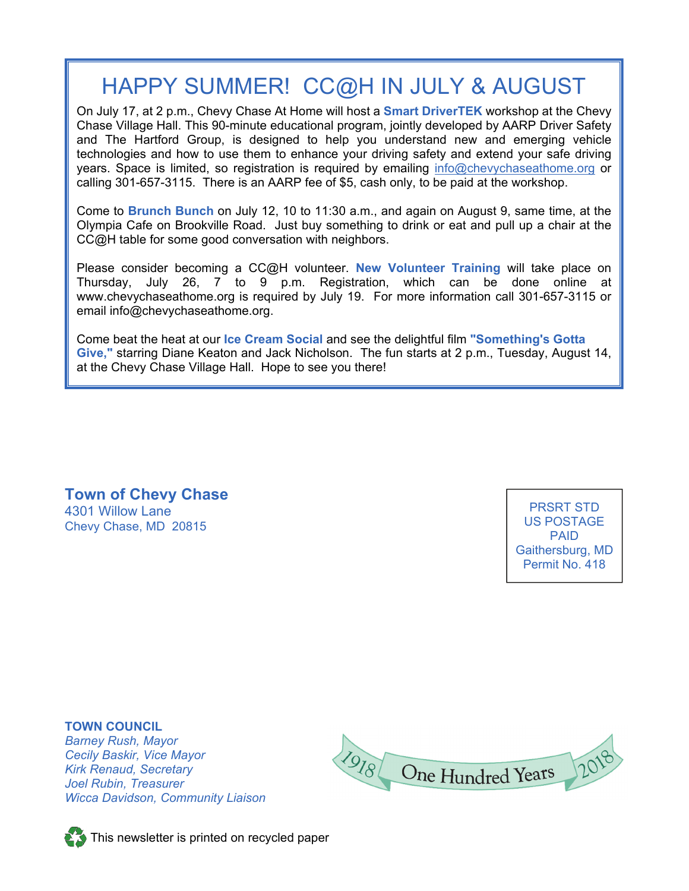# HAPPY SUMMER! CC@H IN JULY & AUGUST

On July 17, at 2 p.m., Chevy Chase At Home will host a **Smart DriverTEK** workshop at the Chevy Chase Village Hall. This 90-minute educational program, jointly developed by AARP Driver Safety and The Hartford Group, is designed to help you understand new and emerging vehicle technologies and how to use them to enhance your driving safety and extend your safe driving years. Space is limited, so registration is required by emailing info@chevychaseathome.org or calling 301-657-3115. There is an AARP fee of $5, cash only, to be paid at the workshop.

Come to **Brunch Bunch** on July 12, 10 to 11:30 a.m., and again on August 9, same time, at the Olympia Cafe on Brookville Road. Just buy something to drink or eat and pull up a chair at the CC@H table for some good conversation with neighbors.

Please consider becoming a CC@H volunteer. **New Volunteer Training** will take place on Thursday, July 26, 7 to 9 p.m. Registration, which can be done online at www.chevychaseathome.org is required by July 19. For more information call 301-657-3115 or email info@chevychaseathome.org.

Come beat the heat at our **Ice Cream Social** and see the delightful film **"Something's Gotta Give,"** starring Diane Keaton and Jack Nicholson. The fun starts at 2 p.m., Tuesday, August 14, at the Chevy Chase Village Hall. Hope to see you there!

**Town of Chevy Chase**
4301 Willow Lane
Chevy Chase, MD 20815

PRSRT STD
US POSTAGE
PAID
Gaithersburg, MD
Permit No. 418

**TOWN COUNCIL**
*Barney Rush, Mayor*
*Cecily Baskir, Vice Mayor*
*Kirk Renaud, Secretary*
*Joel Rubin, Treasurer*
*Wicca Davidson, Community Liaison*

1918 One Hundred Years 2018

This newsletter is printed on recycled paper